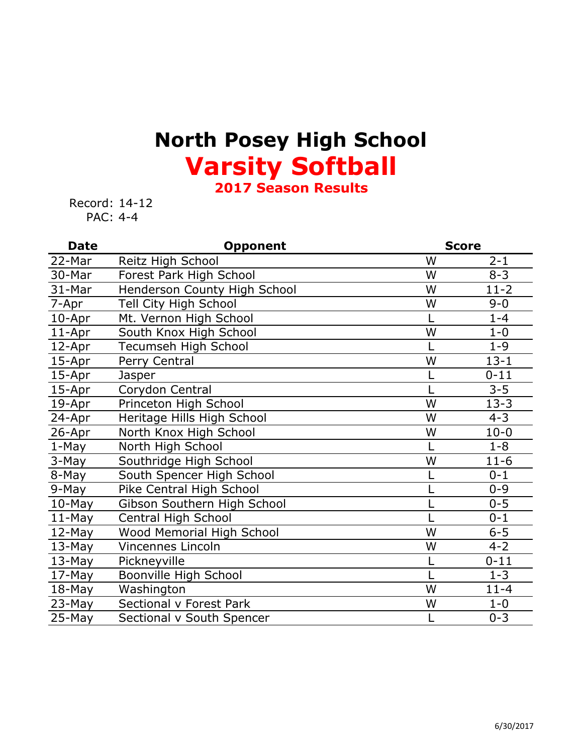# North Posey High School

# Varsity Softball

## 2017 Season Results

Record: 14-12
PAC: 4-4

| Date | Opponent | Score | |
|---|---|---|---|
| 22-Mar | Reitz High School | W | 2-1 |
| 30-Mar | Forest Park High School | W | 8-3 |
| 31-Mar | Henderson County High School | W | 11-2 |
| 7-Apr | Tell City High School | W | 9-0 |
| 10-Apr | Mt. Vernon High School | L | 1-4 |
| 11-Apr | South Knox High School | W | 1-0 |
| 12-Apr | Tecumseh High School | L | 1-9 |
| 15-Apr | Perry Central | W | 13-1 |
| 15-Apr | Jasper | L | 0-11 |
| 15-Apr | Corydon Central | L | 3-5 |
| 19-Apr | Princeton High School | W | 13-3 |
| 24-Apr | Heritage Hills High School | W | 4-3 |
| 26-Apr | North Knox High School | W | 10-0 |
| 1-May | North High School | L | 1-8 |
| 3-May | Southridge High School | W | 11-6 |
| 8-May | South Spencer High School | L | 0-1 |
| 9-May | Pike Central High School | L | 0-9 |
| 10-May | Gibson Southern High School | L | 0-5 |
| 11-May | Central High School | L | 0-1 |
| 12-May | Wood Memorial High School | W | 6-5 |
| 13-May | Vincennes Lincoln | W | 4-2 |
| 13-May | Pickneyville | L | 0-11 |
| 17-May | Boonville High School | L | 1-3 |
| 18-May | Washington | W | 11-4 |
| 23-May | Sectional v Forest Park | W | 1-0 |
| 25-May | Sectional v South Spencer | L | 0-3 |

6/30/2017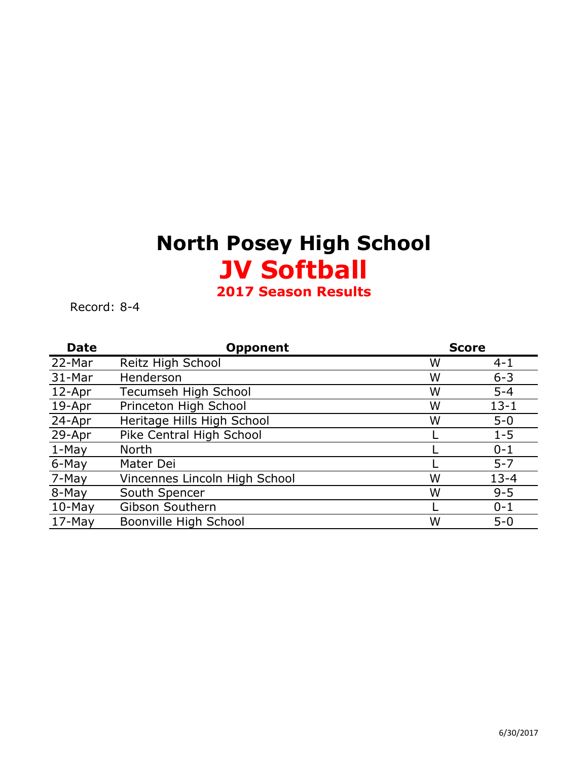# North Posey High School

## JV Softball

### 2017 Season Results

Record: 8-4

| Date | Opponent | Score | |
|---|---|---|---|
| 22-Mar | Reitz High School | W | 4-1 |
| 31-Mar | Henderson | W | 6-3 |
| 12-Apr | Tecumseh High School | W | 5-4 |
| 19-Apr | Princeton High School | W | 13-1 |
| 24-Apr | Heritage Hills High School | W | 5-0 |
| 29-Apr | Pike Central High School | L | 1-5 |
| 1-May | North | L | 0-1 |
| 6-May | Mater Dei | L | 5-7 |
| 7-May | Vincennes Lincoln High School | W | 13-4 |
| 8-May | South Spencer | W | 9-5 |
| 10-May | Gibson Southern | L | 0-1 |
| 17-May | Boonville High School | W | 5-0 |

6/30/2017